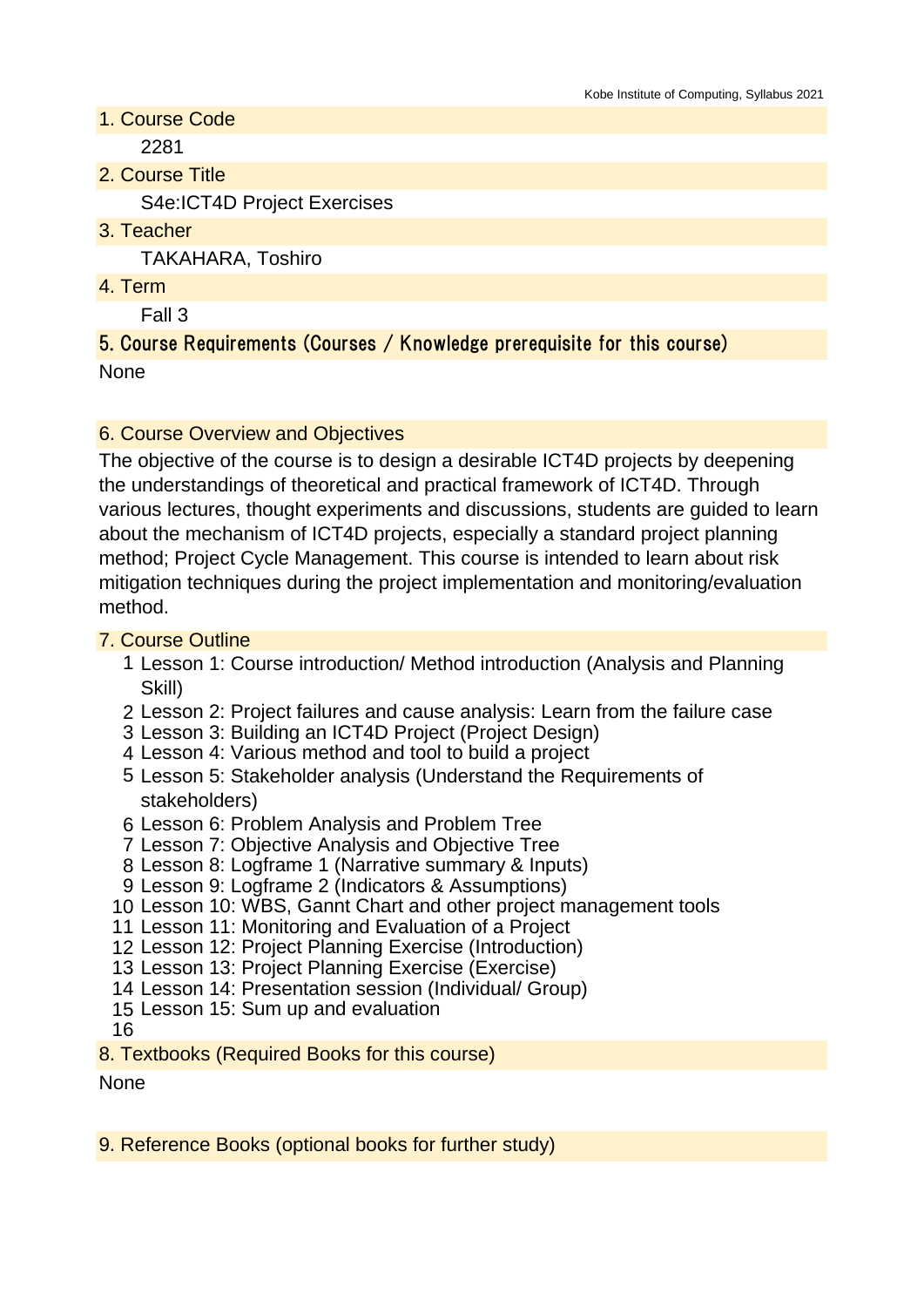## 1. Course Code

2281

## 2. Course Title

S4e:ICT4D Project Exercises

## 3. Teacher

TAKAHARA, Toshiro

## 4. Term

Fall 3

## 5. Course Requirements (Courses / Knowledge prerequisite for this course)

None

## 6. Course Overview and Objectives

The objective of the course is to design a desirable ICT4D projects by deepening the understandings of theoretical and practical framework of ICT4D. Through various lectures, thought experiments and discussions, students are guided to learn about the mechanism of ICT4D projects, especially a standard project planning method; Project Cycle Management. This course is intended to learn about risk mitigation techniques during the project implementation and monitoring/evaluation method.

## 7. Course Outline

1. Lesson 1: Course introduction/ Method introduction (Analysis and Planning Skill)
2. Lesson 2: Project failures and cause analysis: Learn from the failure case
3. Lesson 3: Building an ICT4D Project (Project Design)
4. Lesson 4: Various method and tool to build a project
5. Lesson 5: Stakeholder analysis (Understand the Requirements of stakeholders)
6. Lesson 6: Problem Analysis and Problem Tree
7. Lesson 7: Objective Analysis and Objective Tree
8. Lesson 8: Logframe 1 (Narrative summary & Inputs)
9. Lesson 9: Logframe 2 (Indicators & Assumptions)
10. Lesson 10: WBS, Gannt Chart and other project management tools
11. Lesson 11: Monitoring and Evaluation of a Project
12. Lesson 12: Project Planning Exercise (Introduction)
13. Lesson 13: Project Planning Exercise (Exercise)
14. Lesson 14: Presentation session (Individual/ Group)
15. Lesson 15: Sum up and evaluation
16.

## 8. Textbooks (Required Books for this course)

None

## 9. Reference Books (optional books for further study)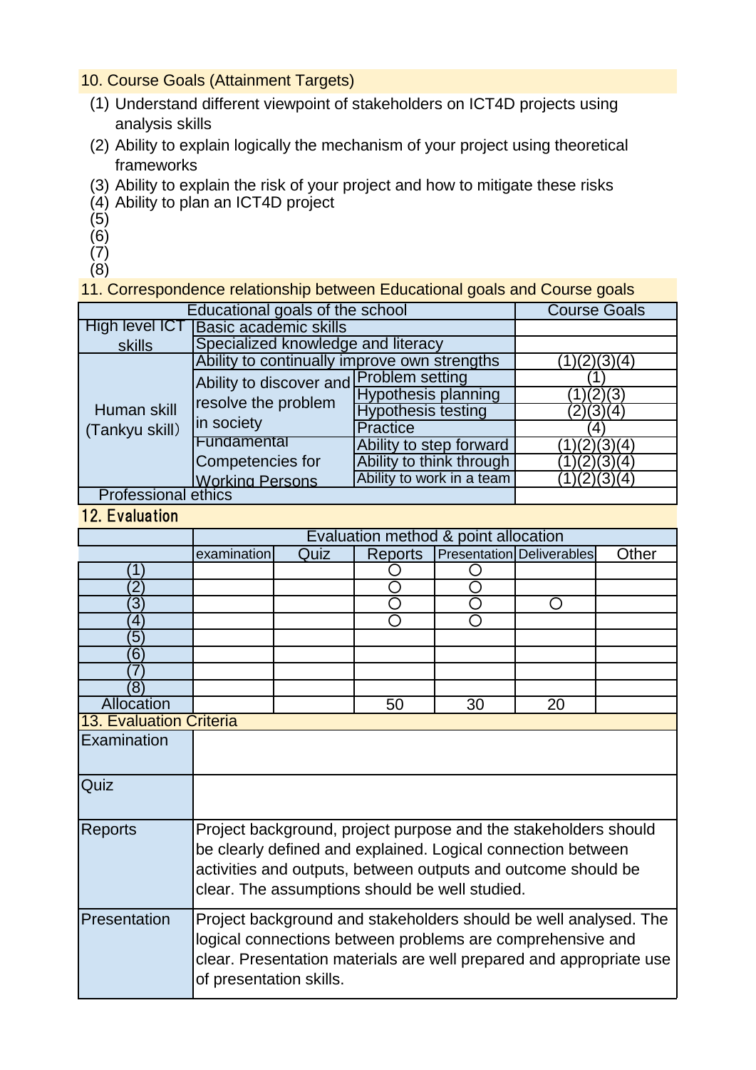## 10. Course Goals (Attainment Targets)

(1) Understand different viewpoint of stakeholders on ICT4D projects using analysis skills

(2) Ability to explain logically the mechanism of your project using theoretical frameworks

(3) Ability to explain the risk of your project and how to mitigate these risks

(4) Ability to plan an ICT4D project

(5)

(6)

(7)

(8)

## 11. Correspondence relationship between Educational goals and Course goals

| Educational goals of the school | | | Course Goals |
|---|---|---|---|
| High level ICT skills | Basic academic skills | | |
| | Specialized knowledge and literacy | | |
| Human skill (Tankyu skill) | Ability to continually improve own strengths | | (1)(2)(3)(4) |
| | Ability to discover and resolve the problem in society | Problem setting | (1) |
| | | Hypothesis planning | (1)(2)(3) |
| | | Hypothesis testing | (2)(3)(4) |
| | | Practice | (4) |
| | Fundamental Competencies for Working Persons | Ability to step forward | (1)(2)(3)(4) |
| | | Ability to think through | (1)(2)(3)(4) |
| | | Ability to work in a team | (1)(2)(3)(4) |
| Professional ethics | | | |

## 12. Evaluation

| | Evaluation method & point allocation | | | | | |
|---|---|---|---|---|---|---|
| | examination | Quiz | Reports | Presentation | Deliverables | Other |
| (1) | | | ○ | ○ | | |
| (2) | | | ○ | ○ | | |
| (3) | | | ○ | ○ | ○ | |
| (4) | | | ○ | ○ | | |
| (5) | | | | | | |
| (6) | | | | | | |
| (7) | | | | | | |
| (8) | | | | | | |
| Allocation | | | 50 | 30 | 20 | |

## 13. Evaluation Criteria

| | |
|---|---|
| Examination | |
| Quiz | |
| Reports | Project background, project purpose and the stakeholders should be clearly defined and explained. Logical connection between activities and outputs, between outputs and outcome should be clear. The assumptions should be well studied. |
| Presentation | Project background and stakeholders should be well analysed. The logical connections between problems are comprehensive and clear. Presentation materials are well prepared and appropriate use of presentation skills. |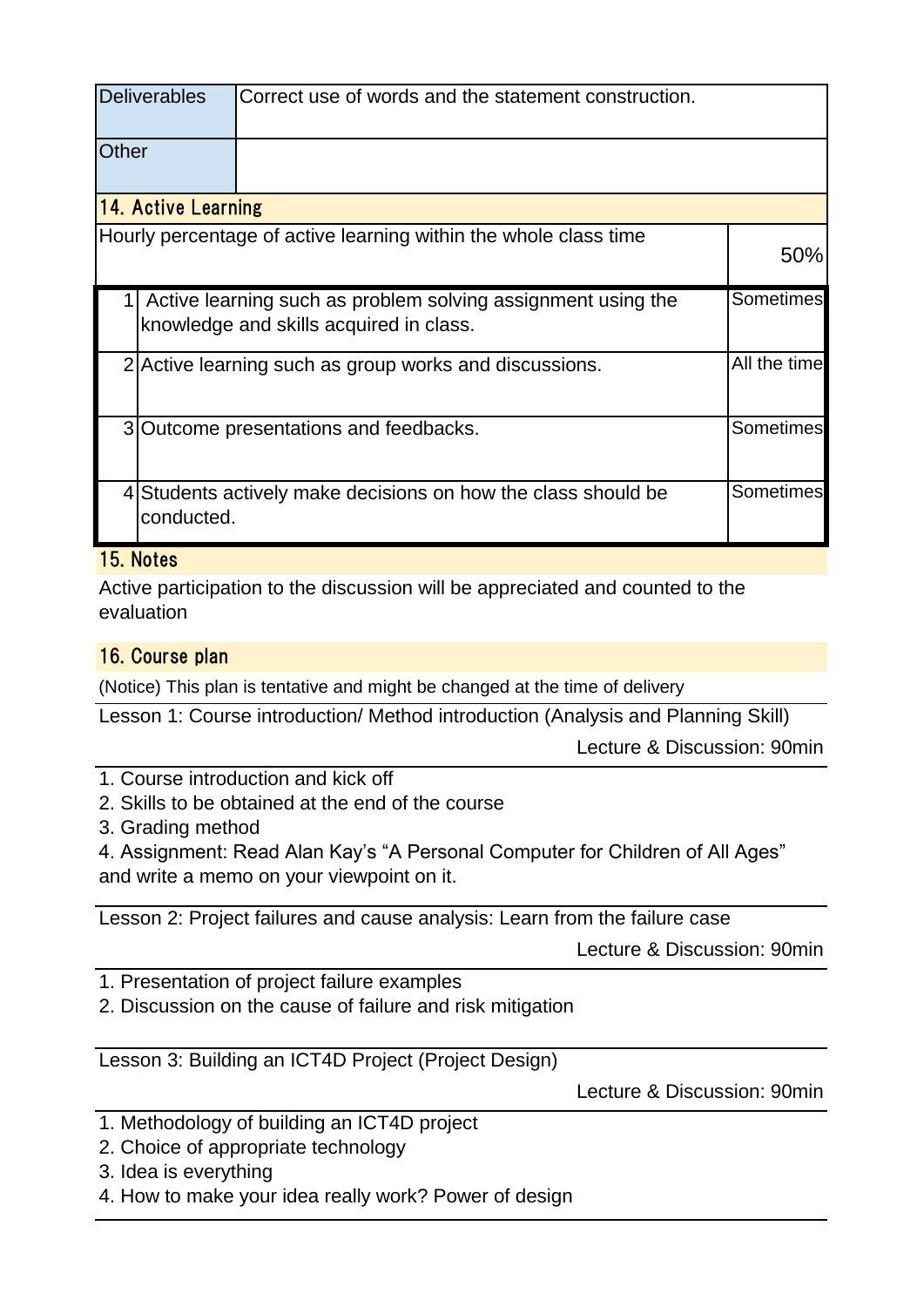| Deliverables | Correct use of words and the statement construction. |
| --- | --- |
| Other | |

## 14. Active Learning

| Hourly percentage of active learning within the whole class time | | 50% |
| --- | --- | --- |
| 1 | Active learning such as problem solving assignment using the knowledge and skills acquired in class. | Sometimes |
| 2 | Active learning such as group works and discussions. | All the time |
| 3 | Outcome presentations and feedbacks. | Sometimes |
| 4 | Students actively make decisions on how the class should be conducted. | Sometimes |

## 15. Notes

Active participation to the discussion will be appreciated and counted to the evaluation

## 16. Course plan

(Notice) This plan is tentative and might be changed at the time of delivery

**Lesson 1: Course introduction/ Method introduction (Analysis and Planning Skill)**

Lecture & Discussion: 90min

1. Course introduction and kick off
2. Skills to be obtained at the end of the course
3. Grading method
4. Assignment: Read Alan Kay's "A Personal Computer for Children of All Ages" and write a memo on your viewpoint on it.

**Lesson 2: Project failures and cause analysis: Learn from the failure case**

Lecture & Discussion: 90min

1. Presentation of project failure examples
2. Discussion on the cause of failure and risk mitigation

**Lesson 3: Building an ICT4D Project (Project Design)**

Lecture & Discussion: 90min

1. Methodology of building an ICT4D project
2. Choice of appropriate technology
3. Idea is everything
4. How to make your idea really work? Power of design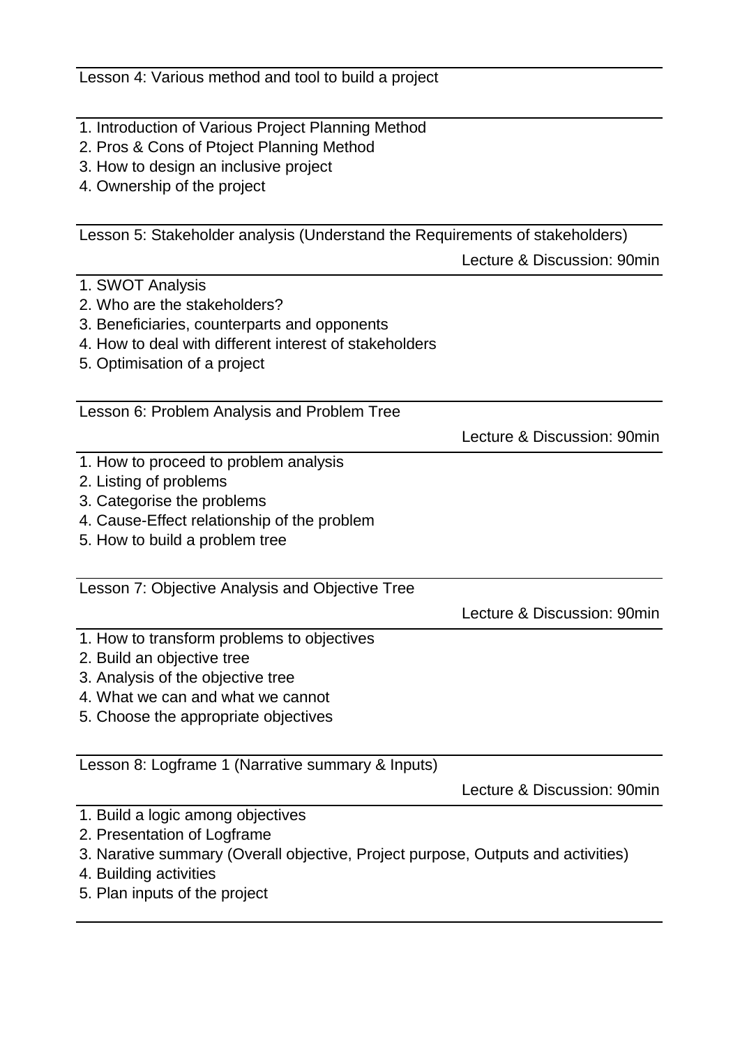## Lesson 4: Various method and tool to build a project

1. Introduction of Various Project Planning Method
2. Pros & Cons of Ptoject Planning Method
3. How to design an inclusive project
4. Ownership of the project

## Lesson 5: Stakeholder analysis (Understand the Requirements of stakeholders)

Lecture & Discussion: 90min

1. SWOT Analysis
2. Who are the stakeholders?
3. Beneficiaries, counterparts and opponents
4. How to deal with different interest of stakeholders
5. Optimisation of a project

## Lesson 6: Problem Analysis and Problem Tree

Lecture & Discussion: 90min

1. How to proceed to problem analysis
2. Listing of problems
3. Categorise the problems
4. Cause-Effect relationship of the problem
5. How to build a problem tree

## Lesson 7: Objective Analysis and Objective Tree

Lecture & Discussion: 90min

1. How to transform problems to objectives
2. Build an objective tree
3. Analysis of the objective tree
4. What we can and what we cannot
5. Choose the appropriate objectives

## Lesson 8: Logframe 1 (Narrative summary & Inputs)

Lecture & Discussion: 90min

1. Build a logic among objectives
2. Presentation of Logframe
3. Narative summary (Overall objective, Project purpose, Outputs and activities)
4. Building activities
5. Plan inputs of the project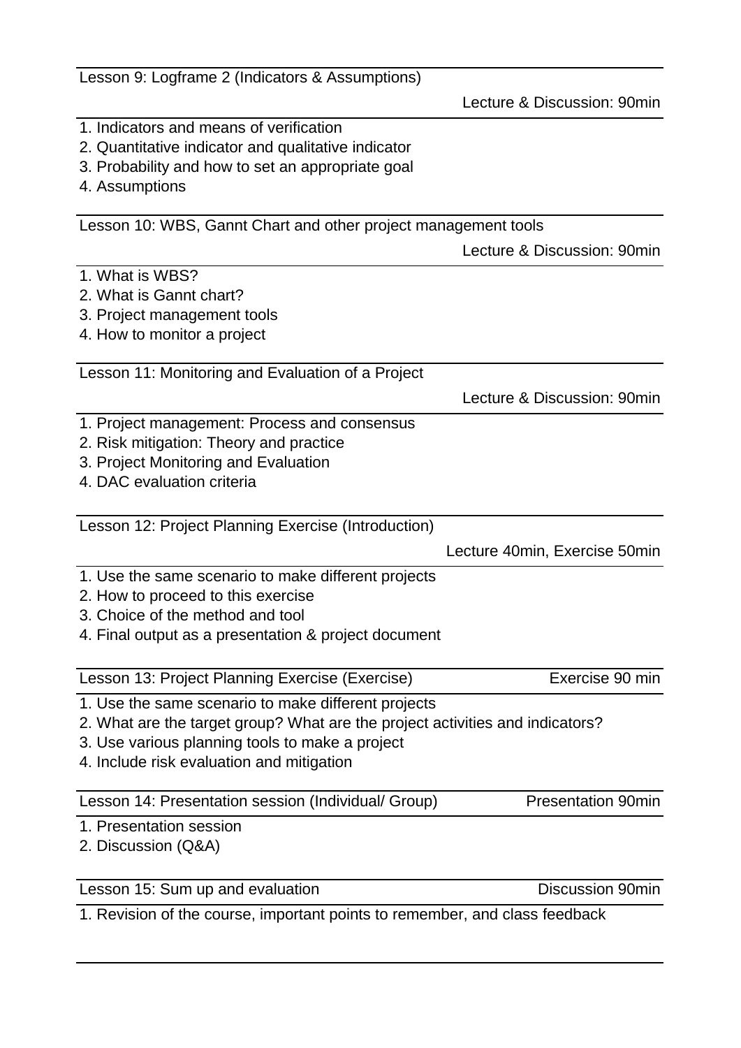Lesson 9: Logframe 2 (Indicators & Assumptions)

Lecture & Discussion: 90min

1. Indicators and means of verification
2. Quantitative indicator and qualitative indicator
3. Probability and how to set an appropriate goal
4. Assumptions

Lesson 10: WBS, Gannt Chart and other project management tools

Lecture & Discussion: 90min

1. What is WBS?
2. What is Gannt chart?
3. Project management tools
4. How to monitor a project

Lesson 11: Monitoring and Evaluation of a Project

Lecture & Discussion: 90min

1. Project management: Process and consensus
2. Risk mitigation: Theory and practice
3. Project Monitoring and Evaluation
4. DAC evaluation criteria

Lesson 12: Project Planning Exercise (Introduction)

Lecture 40min, Exercise 50min

1. Use the same scenario to make different projects
2. How to proceed to this exercise
3. Choice of the method and tool
4. Final output as a presentation & project document

Lesson 13: Project Planning Exercise (Exercise) Exercise 90 min

1. Use the same scenario to make different projects
2. What are the target group? What are the project activities and indicators?
3. Use various planning tools to make a project
4. Include risk evaluation and mitigation

Lesson 14: Presentation session (Individual/ Group) Presentation 90min

1. Presentation session
2. Discussion (Q&A)

Lesson 15: Sum up and evaluation Discussion 90min

1. Revision of the course, important points to remember, and class feedback